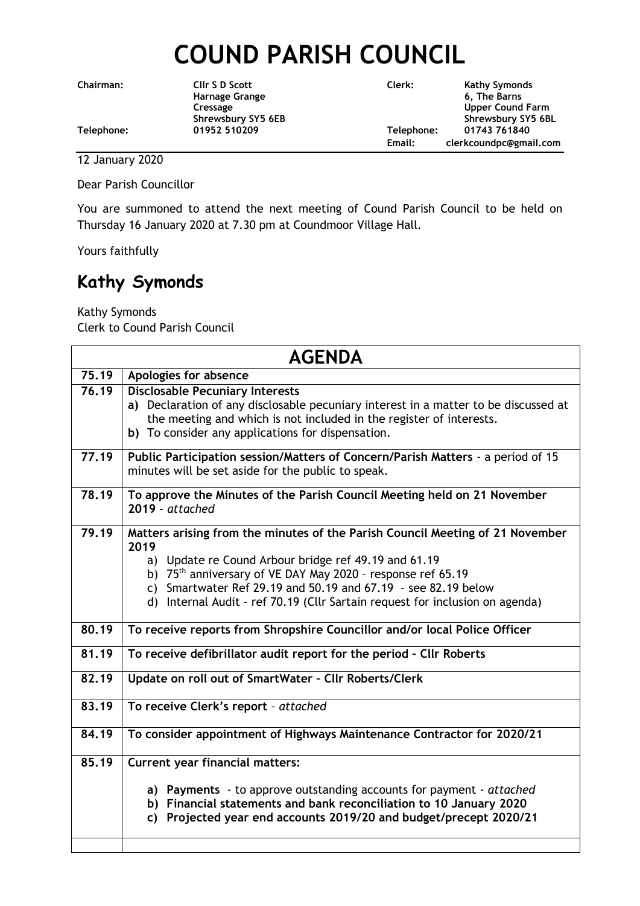# COUND PARISH COUNCIL

| | | | |
|---|---|---|---|
| **Chairman:** | **Cllr S D Scott** | **Clerk:** | **Kathy Symonds** |
| | **Harnage Grange** | | **6, The Barns** |
| | **Cressage** | | **Upper Cound Farm** |
| | **Shrewsbury SY5 6EB** | | **Shrewsbury SY5 6BL** |
| **Telephone:** | **01952 510209** | **Telephone:** | **01743 761840** |
| | | **Email:** | **clerkcoundpc@gmail.com** |

12 January 2020

Dear Parish Councillor

You are summoned to attend the next meeting of Cound Parish Council to be held on Thursday 16 January 2020 at 7.30 pm at Coundmoor Village Hall.

Yours faithfully

## Kathy Symonds

Kathy Symonds
Clerk to Cound Parish Council

| **AGENDA** | |
|---|---|
| **75.19** | **Apologies for absence** |
| **76.19** | **Disclosable Pecuniary Interests**<br>**a)** Declaration of any disclosable pecuniary interest in a matter to be discussed at the meeting and which is not included in the register of interests.<br>**b)** To consider any applications for dispensation. |
| **77.19** | **Public Participation session/Matters of Concern/Parish Matters** - a period of 15 minutes will be set aside for the public to speak. |
| **78.19** | **To approve the Minutes of the Parish Council Meeting held on 21 November 2019** – *attached* |
| **79.19** | **Matters arising from the minutes of the Parish Council Meeting of 21 November 2019**<br>a) Update re Cound Arbour bridge ref 49.19 and 61.19<br>b) 75th anniversary of VE DAY May 2020 – response ref 65.19<br>c) Smartwater Ref 29.19 and 50.19 and 67.19 – see 82.19 below<br>d) Internal Audit – ref 70.19 (Cllr Sartain request for inclusion on agenda) |
| **80.19** | **To receive reports from Shropshire Councillor and/or local Police Officer** |
| **81.19** | **To receive defibrillator audit report for the period – Cllr Roberts** |
| **82.19** | **Update on roll out of SmartWater – Cllr Roberts/Clerk** |
| **83.19** | **To receive Clerk's report** – *attached* |
| **84.19** | **To consider appointment of Highways Maintenance Contractor for 2020/21** |
| **85.19** | **Current year financial matters:**<br>**a) Payments** - to approve outstanding accounts for payment - *attached*<br>**b) Financial statements and bank reconciliation to 10 January 2020**<br>**c) Projected year end accounts 2019/20 and budget/precept 2020/21** |
| | |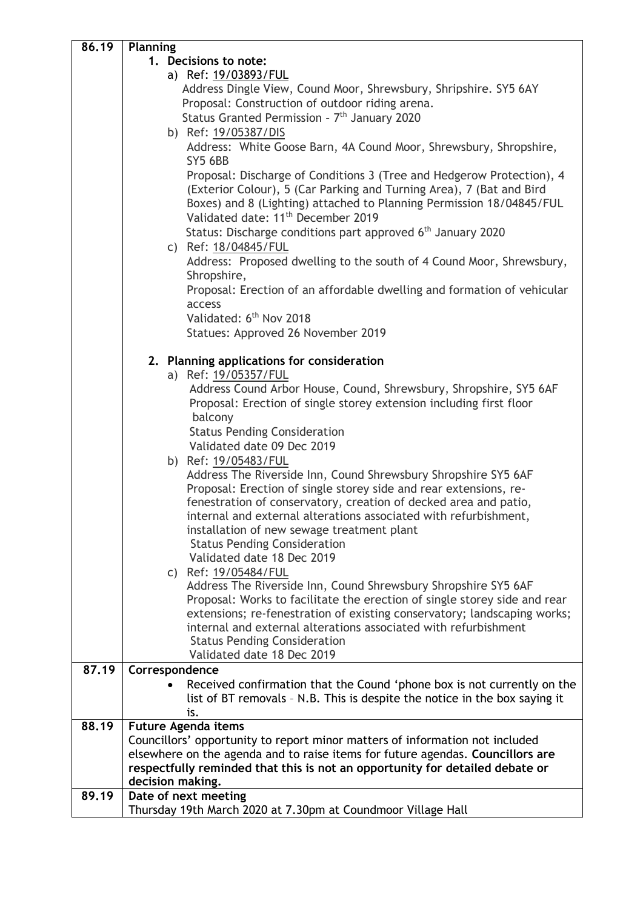| | |
|---|---|
| 86.19 | **Planning**<br>1. **Decisions to note:**<br>a) Ref: 19/03893/FUL<br>Address Dingle View, Cound Moor, Shrewsbury, Shripshire. SY5 6AY<br>Proposal: Construction of outdoor riding arena.<br>Status Granted Permission – 7th January 2020<br>b) Ref: 19/05387/DIS<br>Address: White Goose Barn, 4A Cound Moor, Shrewsbury, Shropshire, SY5 6BB<br>Proposal: Discharge of Conditions 3 (Tree and Hedgerow Protection), 4 (Exterior Colour), 5 (Car Parking and Turning Area), 7 (Bat and Bird Boxes) and 8 (Lighting) attached to Planning Permission 18/04845/FUL<br>Validated date: 11th December 2019<br>Status: Discharge conditions part approved 6th January 2020<br>c) Ref: 18/04845/FUL<br>Address: Proposed dwelling to the south of 4 Cound Moor, Shrewsbury, Shropshire,<br>Proposal: Erection of an affordable dwelling and formation of vehicular access<br>Validated: 6th Nov 2018<br>Statues: Approved 26 November 2019<br><br>2. **Planning applications for consideration**<br>a) Ref: 19/05357/FUL<br>Address Cound Arbor House, Cound, Shrewsbury, Shropshire, SY5 6AF<br>Proposal: Erection of single storey extension including first floor balcony<br>Status Pending Consideration<br>Validated date 09 Dec 2019<br>b) Ref: 19/05483/FUL<br>Address The Riverside Inn, Cound Shrewsbury Shropshire SY5 6AF<br>Proposal: Erection of single storey side and rear extensions, re-fenestration of conservatory, creation of decked area and patio, internal and external alterations associated with refurbishment, installation of new sewage treatment plant<br>Status Pending Consideration<br>Validated date 18 Dec 2019<br>c) Ref: 19/05484/FUL<br>Address The Riverside Inn, Cound Shrewsbury Shropshire SY5 6AF<br>Proposal: Works to facilitate the erection of single storey side and rear extensions; re-fenestration of existing conservatory; landscaping works; internal and external alterations associated with refurbishment<br>Status Pending Consideration<br>Validated date 18 Dec 2019 |
| 87.19 | **Correspondence**<br>• Received confirmation that the Cound 'phone box is not currently on the list of BT removals – N.B. This is despite the notice in the box saying it is. |
| 88.19 | **Future Agenda items**<br>Councillors' opportunity to report minor matters of information not included elsewhere on the agenda and to raise items for future agendas. **Councillors are respectfully reminded that this is not an opportunity for detailed debate or decision making.** |
| 89.19 | **Date of next meeting**<br>Thursday 19th March 2020 at 7.30pm at Coundmoor Village Hall |